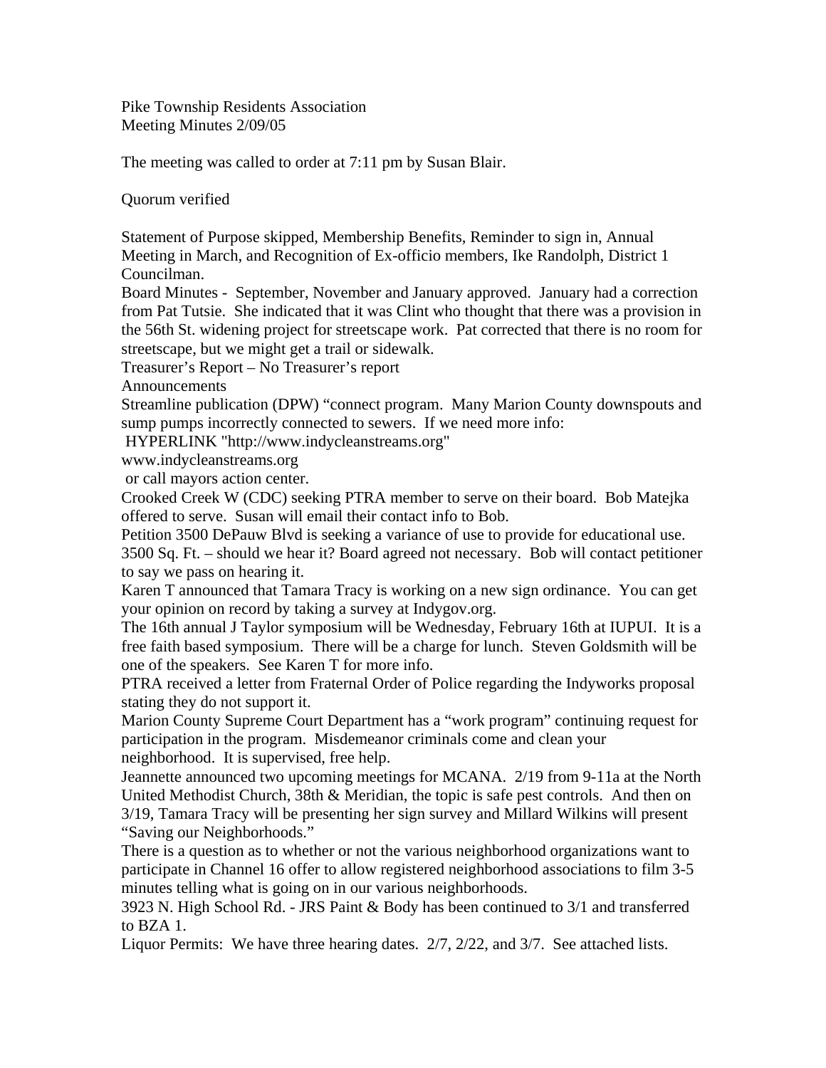Pike Township Residents Association
Meeting Minutes 2/09/05

The meeting was called to order at 7:11 pm by Susan Blair.

Quorum verified

Statement of Purpose skipped, Membership Benefits, Reminder to sign in, Annual Meeting in March, and Recognition of Ex-officio members, Ike Randolph, District 1 Councilman.

Board Minutes - September, November and January approved. January had a correction from Pat Tutsie. She indicated that it was Clint who thought that there was a provision in the 56th St. widening project for streetscape work. Pat corrected that there is no room for streetscape, but we might get a trail or sidewalk.

Treasurer's Report – No Treasurer's report

Announcements

Streamline publication (DPW) "connect program. Many Marion County downspouts and sump pumps incorrectly connected to sewers. If we need more info:
HYPERLINK "http://www.indycleanstreams.org"
www.indycleanstreams.org
or call mayors action center.

Crooked Creek W (CDC) seeking PTRA member to serve on their board. Bob Matejka offered to serve. Susan will email their contact info to Bob.

Petition 3500 DePauw Blvd is seeking a variance of use to provide for educational use. 3500 Sq. Ft. – should we hear it? Board agreed not necessary. Bob will contact petitioner to say we pass on hearing it.

Karen T announced that Tamara Tracy is working on a new sign ordinance. You can get your opinion on record by taking a survey at Indygov.org.

The 16th annual J Taylor symposium will be Wednesday, February 16th at IUPUI. It is a free faith based symposium. There will be a charge for lunch. Steven Goldsmith will be one of the speakers. See Karen T for more info.

PTRA received a letter from Fraternal Order of Police regarding the Indyworks proposal stating they do not support it.

Marion County Supreme Court Department has a "work program" continuing request for participation in the program. Misdemeanor criminals come and clean your neighborhood. It is supervised, free help.

Jeannette announced two upcoming meetings for MCANA. 2/19 from 9-11a at the North United Methodist Church, 38th & Meridian, the topic is safe pest controls. And then on 3/19, Tamara Tracy will be presenting her sign survey and Millard Wilkins will present "Saving our Neighborhoods."

There is a question as to whether or not the various neighborhood organizations want to participate in Channel 16 offer to allow registered neighborhood associations to film 3-5 minutes telling what is going on in our various neighborhoods.

3923 N. High School Rd. - JRS Paint & Body has been continued to 3/1 and transferred to BZA 1.

Liquor Permits: We have three hearing dates. 2/7, 2/22, and 3/7. See attached lists.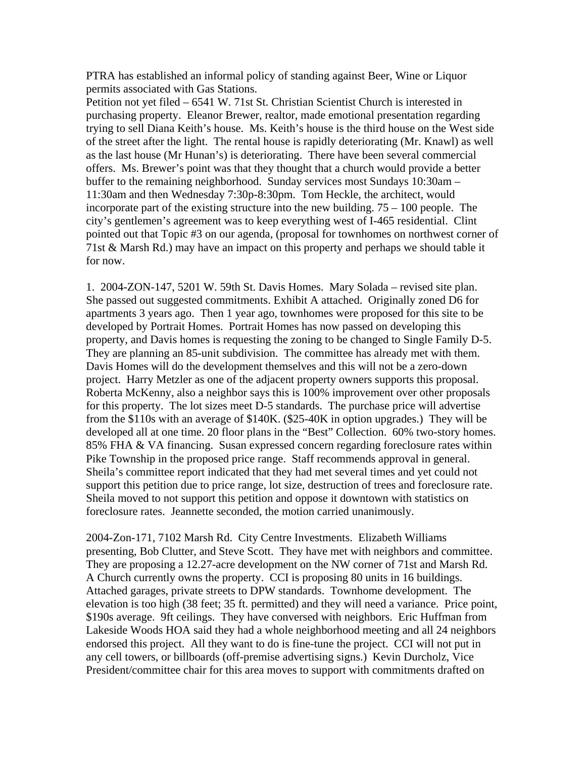PTRA has established an informal policy of standing against Beer, Wine or Liquor permits associated with Gas Stations.

Petition not yet filed – 6541 W. 71st St. Christian Scientist Church is interested in purchasing property. Eleanor Brewer, realtor, made emotional presentation regarding trying to sell Diana Keith's house. Ms. Keith's house is the third house on the West side of the street after the light. The rental house is rapidly deteriorating (Mr. Knawl) as well as the last house (Mr Hunan's) is deteriorating. There have been several commercial offers. Ms. Brewer's point was that they thought that a church would provide a better buffer to the remaining neighborhood. Sunday services most Sundays 10:30am – 11:30am and then Wednesday 7:30p-8:30pm. Tom Heckle, the architect, would incorporate part of the existing structure into the new building. 75 – 100 people. The city's gentlemen's agreement was to keep everything west of I-465 residential. Clint pointed out that Topic #3 on our agenda, (proposal for townhomes on northwest corner of 71st & Marsh Rd.) may have an impact on this property and perhaps we should table it for now.

1. 2004-ZON-147, 5201 W. 59th St. Davis Homes. Mary Solada – revised site plan. She passed out suggested commitments. Exhibit A attached. Originally zoned D6 for apartments 3 years ago. Then 1 year ago, townhomes were proposed for this site to be developed by Portrait Homes. Portrait Homes has now passed on developing this property, and Davis homes is requesting the zoning to be changed to Single Family D-5. They are planning an 85-unit subdivision. The committee has already met with them. Davis Homes will do the development themselves and this will not be a zero-down project. Harry Metzler as one of the adjacent property owners supports this proposal. Roberta McKenny, also a neighbor says this is 100% improvement over other proposals for this property. The lot sizes meet D-5 standards. The purchase price will advertise from the $110s with an average of $140K. ($25-40K in option upgrades.) They will be developed all at one time. 20 floor plans in the "Best" Collection. 60% two-story homes. 85% FHA & VA financing. Susan expressed concern regarding foreclosure rates within Pike Township in the proposed price range. Staff recommends approval in general. Sheila's committee report indicated that they had met several times and yet could not support this petition due to price range, lot size, destruction of trees and foreclosure rate. Sheila moved to not support this petition and oppose it downtown with statistics on foreclosure rates. Jeannette seconded, the motion carried unanimously.

2004-Zon-171, 7102 Marsh Rd. City Centre Investments. Elizabeth Williams presenting, Bob Clutter, and Steve Scott. They have met with neighbors and committee. They are proposing a 12.27-acre development on the NW corner of 71st and Marsh Rd. A Church currently owns the property. CCI is proposing 80 units in 16 buildings. Attached garages, private streets to DPW standards. Townhome development. The elevation is too high (38 feet; 35 ft. permitted) and they will need a variance. Price point, $190s average. 9ft ceilings. They have conversed with neighbors. Eric Huffman from Lakeside Woods HOA said they had a whole neighborhood meeting and all 24 neighbors endorsed this project. All they want to do is fine-tune the project. CCI will not put in any cell towers, or billboards (off-premise advertising signs.) Kevin Durcholz, Vice President/committee chair for this area moves to support with commitments drafted on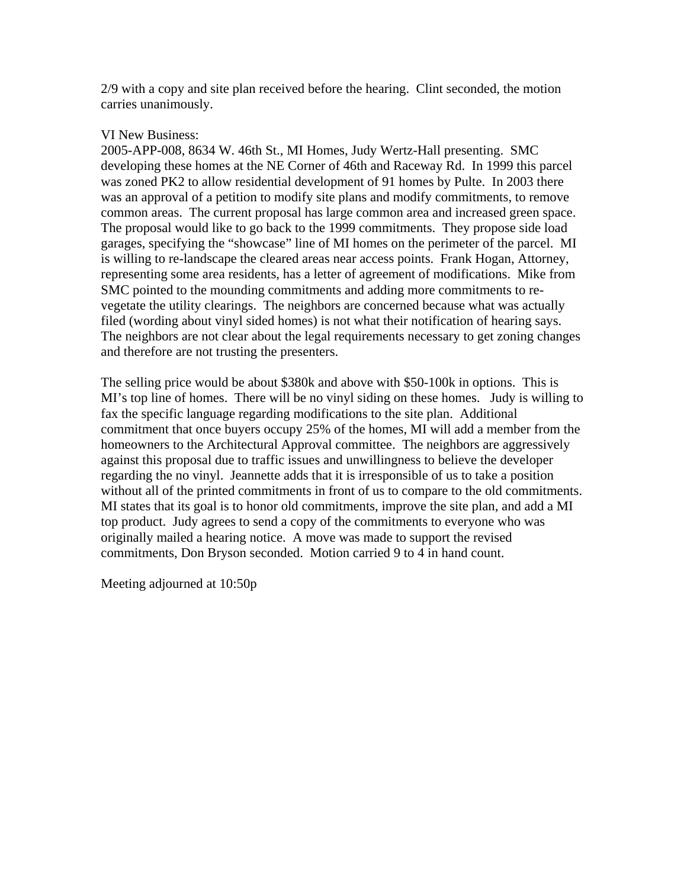2/9 with a copy and site plan received before the hearing. Clint seconded, the motion carries unanimously.

VI New Business:
2005-APP-008, 8634 W. 46th St., MI Homes, Judy Wertz-Hall presenting. SMC developing these homes at the NE Corner of 46th and Raceway Rd. In 1999 this parcel was zoned PK2 to allow residential development of 91 homes by Pulte. In 2003 there was an approval of a petition to modify site plans and modify commitments, to remove common areas. The current proposal has large common area and increased green space. The proposal would like to go back to the 1999 commitments. They propose side load garages, specifying the "showcase" line of MI homes on the perimeter of the parcel. MI is willing to re-landscape the cleared areas near access points. Frank Hogan, Attorney, representing some area residents, has a letter of agreement of modifications. Mike from SMC pointed to the mounding commitments and adding more commitments to re-vegetate the utility clearings. The neighbors are concerned because what was actually filed (wording about vinyl sided homes) is not what their notification of hearing says. The neighbors are not clear about the legal requirements necessary to get zoning changes and therefore are not trusting the presenters.

The selling price would be about $380k and above with $50-100k in options. This is MI's top line of homes. There will be no vinyl siding on these homes. Judy is willing to fax the specific language regarding modifications to the site plan. Additional commitment that once buyers occupy 25% of the homes, MI will add a member from the homeowners to the Architectural Approval committee. The neighbors are aggressively against this proposal due to traffic issues and unwillingness to believe the developer regarding the no vinyl. Jeannette adds that it is irresponsible of us to take a position without all of the printed commitments in front of us to compare to the old commitments. MI states that its goal is to honor old commitments, improve the site plan, and add a MI top product. Judy agrees to send a copy of the commitments to everyone who was originally mailed a hearing notice. A move was made to support the revised commitments, Don Bryson seconded. Motion carried 9 to 4 in hand count.

Meeting adjourned at 10:50p